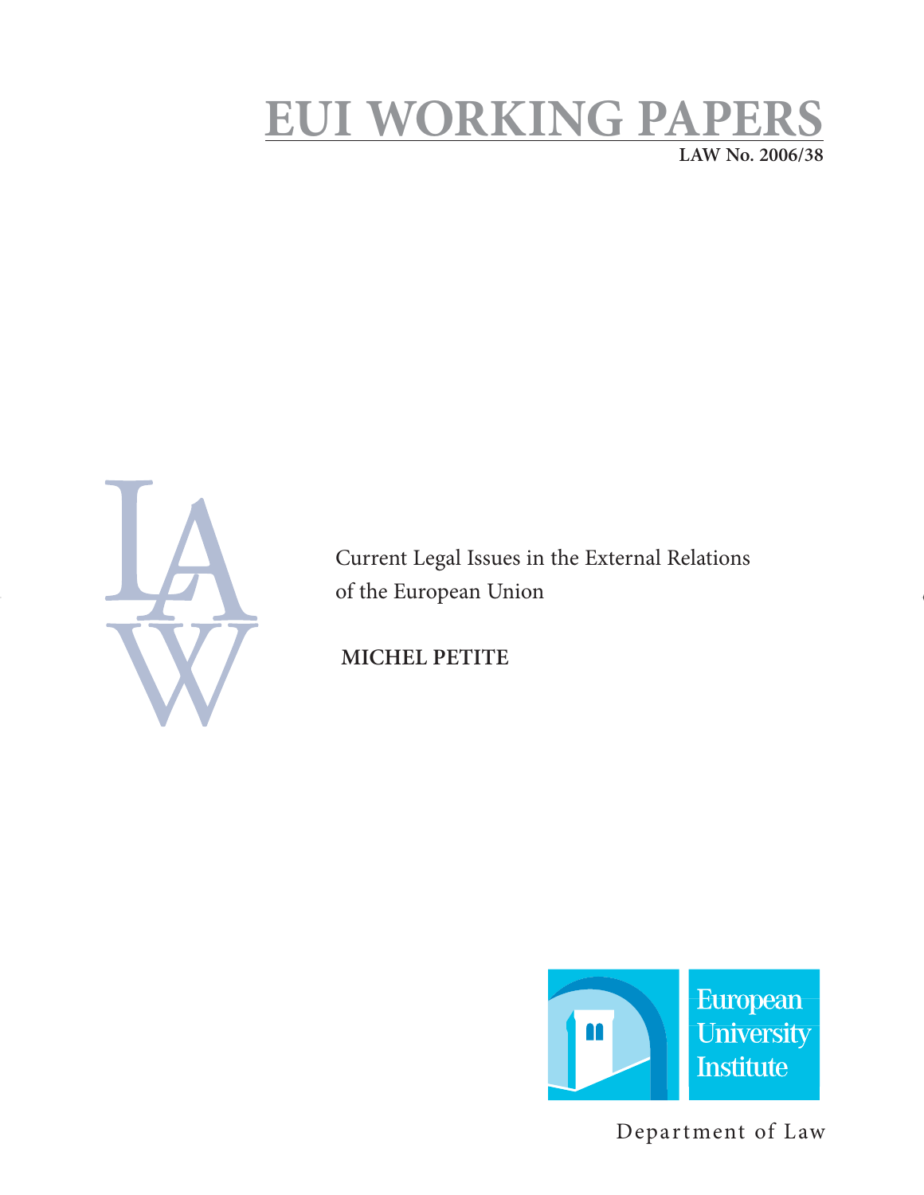# EUI WORKING PAPERS

**LAW No. 2006/38**

Current Legal Issues in the External Relations of the European Union

**MICHEL PETITE**

European University Institute

Department of Law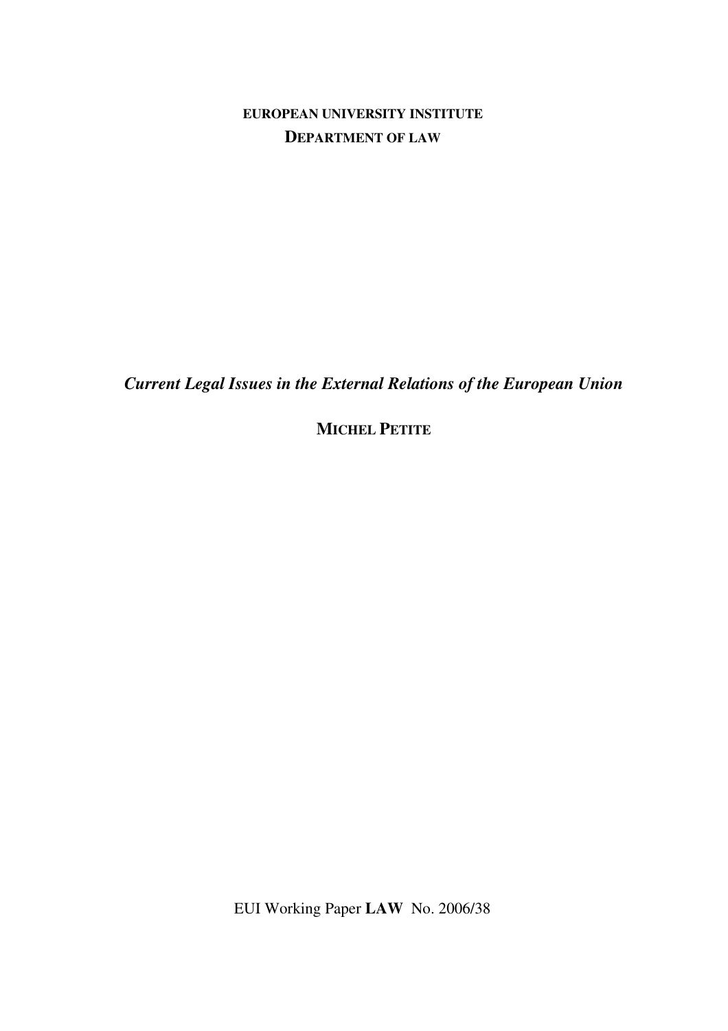**EUROPEAN UNIVERSITY INSTITUTE**
**DEPARTMENT OF LAW**

***Current Legal Issues in the External Relations of the European Union***

**MICHEL PETITE**

EUI Working Paper **LAW** No. 2006/38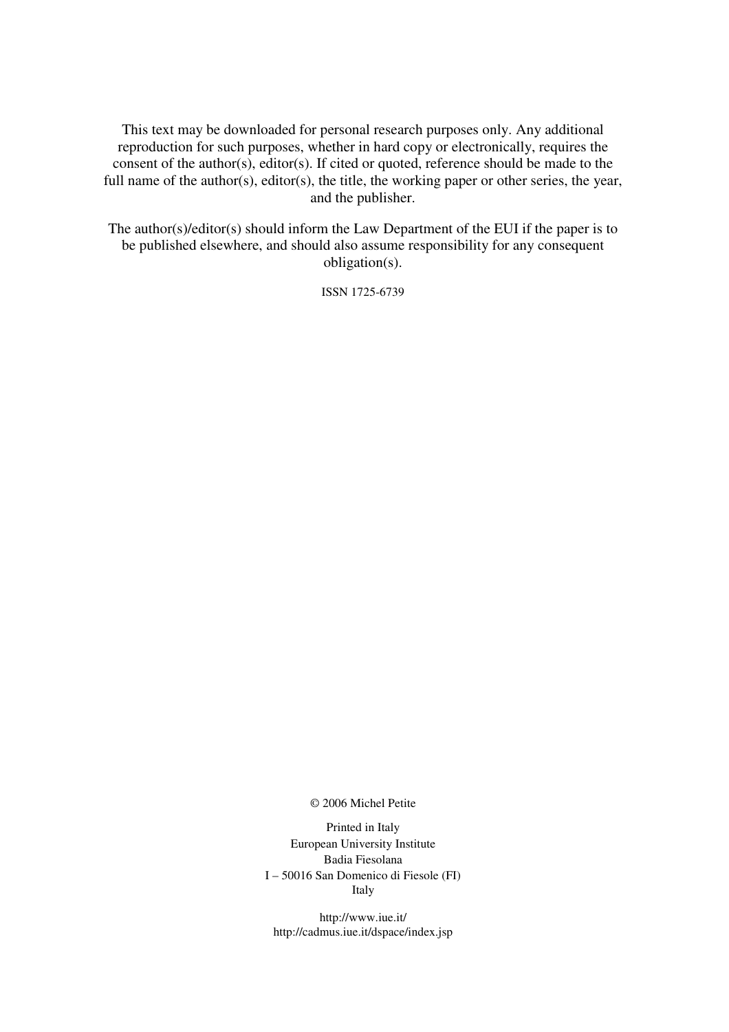This text may be downloaded for personal research purposes only. Any additional reproduction for such purposes, whether in hard copy or electronically, requires the consent of the author(s), editor(s). If cited or quoted, reference should be made to the full name of the author(s), editor(s), the title, the working paper or other series, the year, and the publisher.

The author(s)/editor(s) should inform the Law Department of the EUI if the paper is to be published elsewhere, and should also assume responsibility for any consequent obligation(s).

ISSN 1725-6739

© 2006 Michel Petite

Printed in Italy
European University Institute
Badia Fiesolana
I – 50016 San Domenico di Fiesole (FI)
Italy

http://www.iue.it/
http://cadmus.iue.it/dspace/index.jsp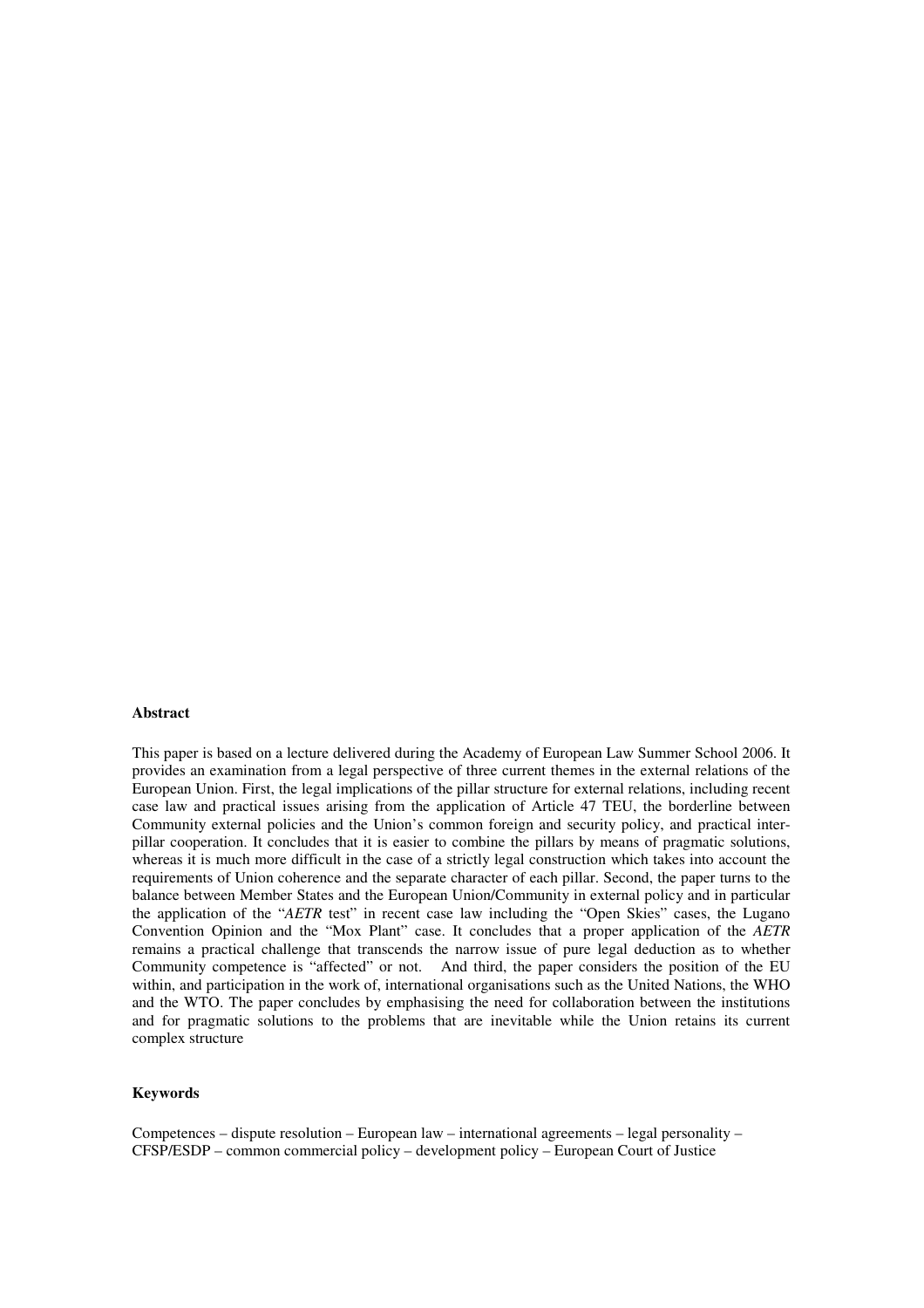**Abstract**

This paper is based on a lecture delivered during the Academy of European Law Summer School 2006. It provides an examination from a legal perspective of three current themes in the external relations of the European Union. First, the legal implications of the pillar structure for external relations, including recent case law and practical issues arising from the application of Article 47 TEU, the borderline between Community external policies and the Union's common foreign and security policy, and practical inter-pillar cooperation. It concludes that it is easier to combine the pillars by means of pragmatic solutions, whereas it is much more difficult in the case of a strictly legal construction which takes into account the requirements of Union coherence and the separate character of each pillar. Second, the paper turns to the balance between Member States and the European Union/Community in external policy and in particular the application of the "*AETR* test" in recent case law including the "Open Skies" cases, the Lugano Convention Opinion and the "Mox Plant" case. It concludes that a proper application of the *AETR* remains a practical challenge that transcends the narrow issue of pure legal deduction as to whether Community competence is "affected" or not. And third, the paper considers the position of the EU within, and participation in the work of, international organisations such as the United Nations, the WHO and the WTO. The paper concludes by emphasising the need for collaboration between the institutions and for pragmatic solutions to the problems that are inevitable while the Union retains its current complex structure

**Keywords**

Competences – dispute resolution – European law – international agreements – legal personality – CFSP/ESDP – common commercial policy – development policy – European Court of Justice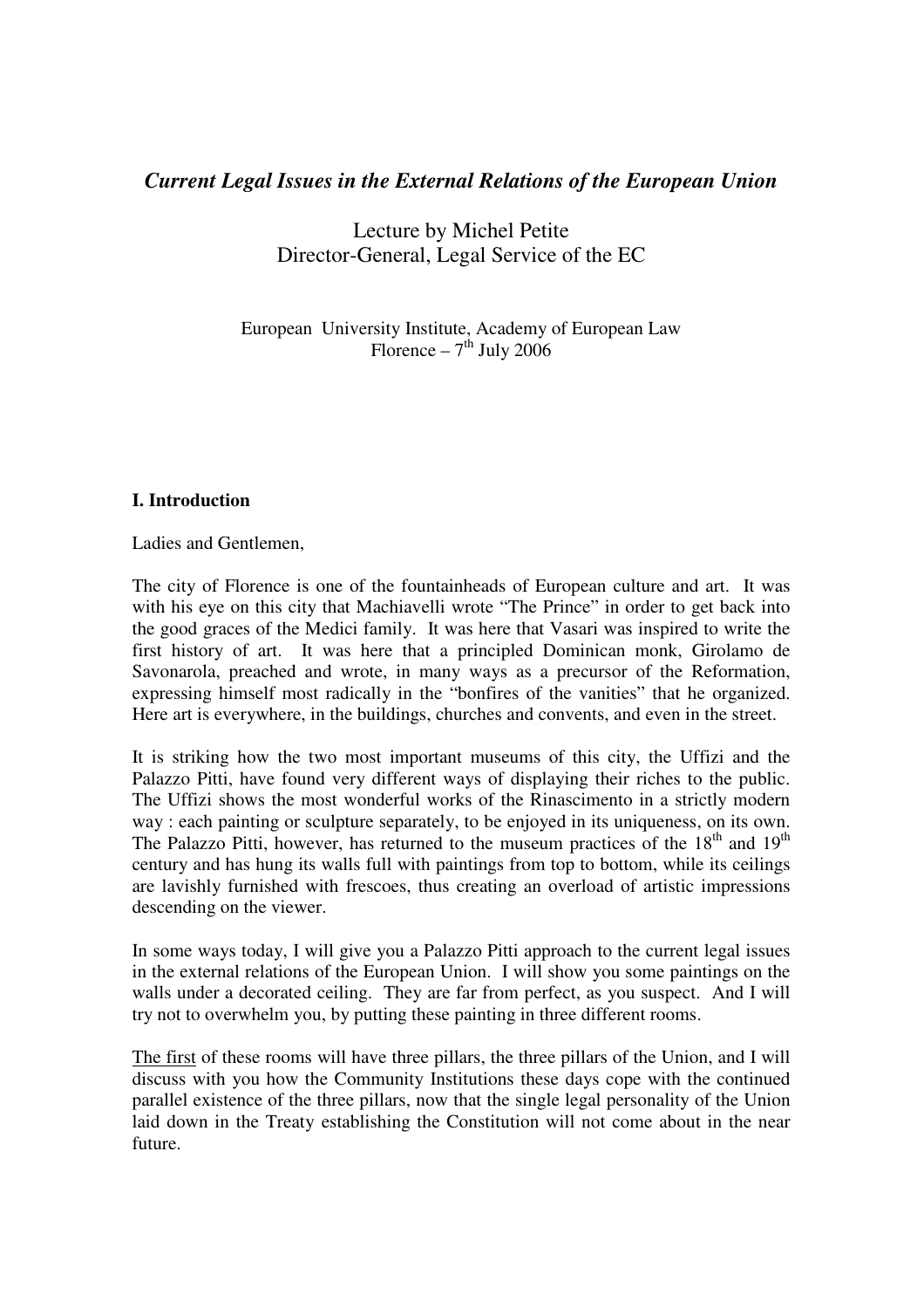***Current Legal Issues in the External Relations of the European Union***

Lecture by Michel Petite
Director-General, Legal Service of the EC

European University Institute, Academy of European Law
Florence – 7th July 2006

**I. Introduction**

Ladies and Gentlemen,

The city of Florence is one of the fountainheads of European culture and art. It was with his eye on this city that Machiavelli wrote "The Prince" in order to get back into the good graces of the Medici family. It was here that Vasari was inspired to write the first history of art. It was here that a principled Dominican monk, Girolamo de Savonarola, preached and wrote, in many ways as a precursor of the Reformation, expressing himself most radically in the "bonfires of the vanities" that he organized. Here art is everywhere, in the buildings, churches and convents, and even in the street.

It is striking how the two most important museums of this city, the Uffizi and the Palazzo Pitti, have found very different ways of displaying their riches to the public. The Uffizi shows the most wonderful works of the Rinascimento in a strictly modern way : each painting or sculpture separately, to be enjoyed in its uniqueness, on its own. The Palazzo Pitti, however, has returned to the museum practices of the 18th and 19th century and has hung its walls full with paintings from top to bottom, while its ceilings are lavishly furnished with frescoes, thus creating an overload of artistic impressions descending on the viewer.

In some ways today, I will give you a Palazzo Pitti approach to the current legal issues in the external relations of the European Union. I will show you some paintings on the walls under a decorated ceiling. They are far from perfect, as you suspect. And I will try not to overwhelm you, by putting these painting in three different rooms.

<u>The first</u> of these rooms will have three pillars, the three pillars of the Union, and I will discuss with you how the Community Institutions these days cope with the continued parallel existence of the three pillars, now that the single legal personality of the Union laid down in the Treaty establishing the Constitution will not come about in the near future.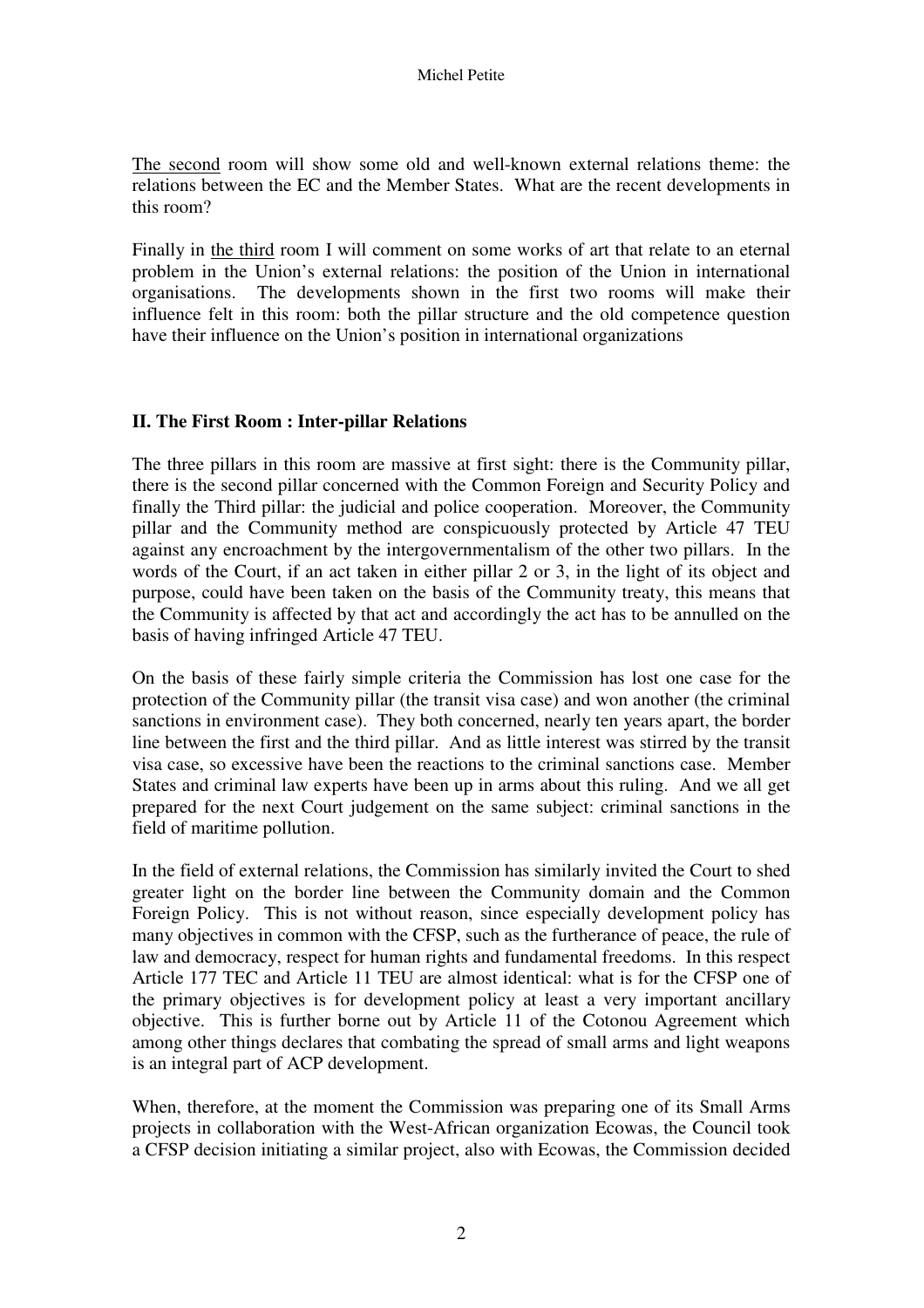The second room will show some old and well-known external relations theme: the relations between the EC and the Member States. What are the recent developments in this room?

Finally in the third room I will comment on some works of art that relate to an eternal problem in the Union's external relations: the position of the Union in international organisations. The developments shown in the first two rooms will make their influence felt in this room: both the pillar structure and the old competence question have their influence on the Union's position in international organizations

## II. The First Room : Inter-pillar Relations

The three pillars in this room are massive at first sight: there is the Community pillar, there is the second pillar concerned with the Common Foreign and Security Policy and finally the Third pillar: the judicial and police cooperation. Moreover, the Community pillar and the Community method are conspicuously protected by Article 47 TEU against any encroachment by the intergovernmentalism of the other two pillars. In the words of the Court, if an act taken in either pillar 2 or 3, in the light of its object and purpose, could have been taken on the basis of the Community treaty, this means that the Community is affected by that act and accordingly the act has to be annulled on the basis of having infringed Article 47 TEU.

On the basis of these fairly simple criteria the Commission has lost one case for the protection of the Community pillar (the transit visa case) and won another (the criminal sanctions in environment case). They both concerned, nearly ten years apart, the border line between the first and the third pillar. And as little interest was stirred by the transit visa case, so excessive have been the reactions to the criminal sanctions case. Member States and criminal law experts have been up in arms about this ruling. And we all get prepared for the next Court judgement on the same subject: criminal sanctions in the field of maritime pollution.

In the field of external relations, the Commission has similarly invited the Court to shed greater light on the border line between the Community domain and the Common Foreign Policy. This is not without reason, since especially development policy has many objectives in common with the CFSP, such as the furtherance of peace, the rule of law and democracy, respect for human rights and fundamental freedoms. In this respect Article 177 TEC and Article 11 TEU are almost identical: what is for the CFSP one of the primary objectives is for development policy at least a very important ancillary objective. This is further borne out by Article 11 of the Cotonou Agreement which among other things declares that combating the spread of small arms and light weapons is an integral part of ACP development.

When, therefore, at the moment the Commission was preparing one of its Small Arms projects in collaboration with the West-African organization Ecowas, the Council took a CFSP decision initiating a similar project, also with Ecowas, the Commission decided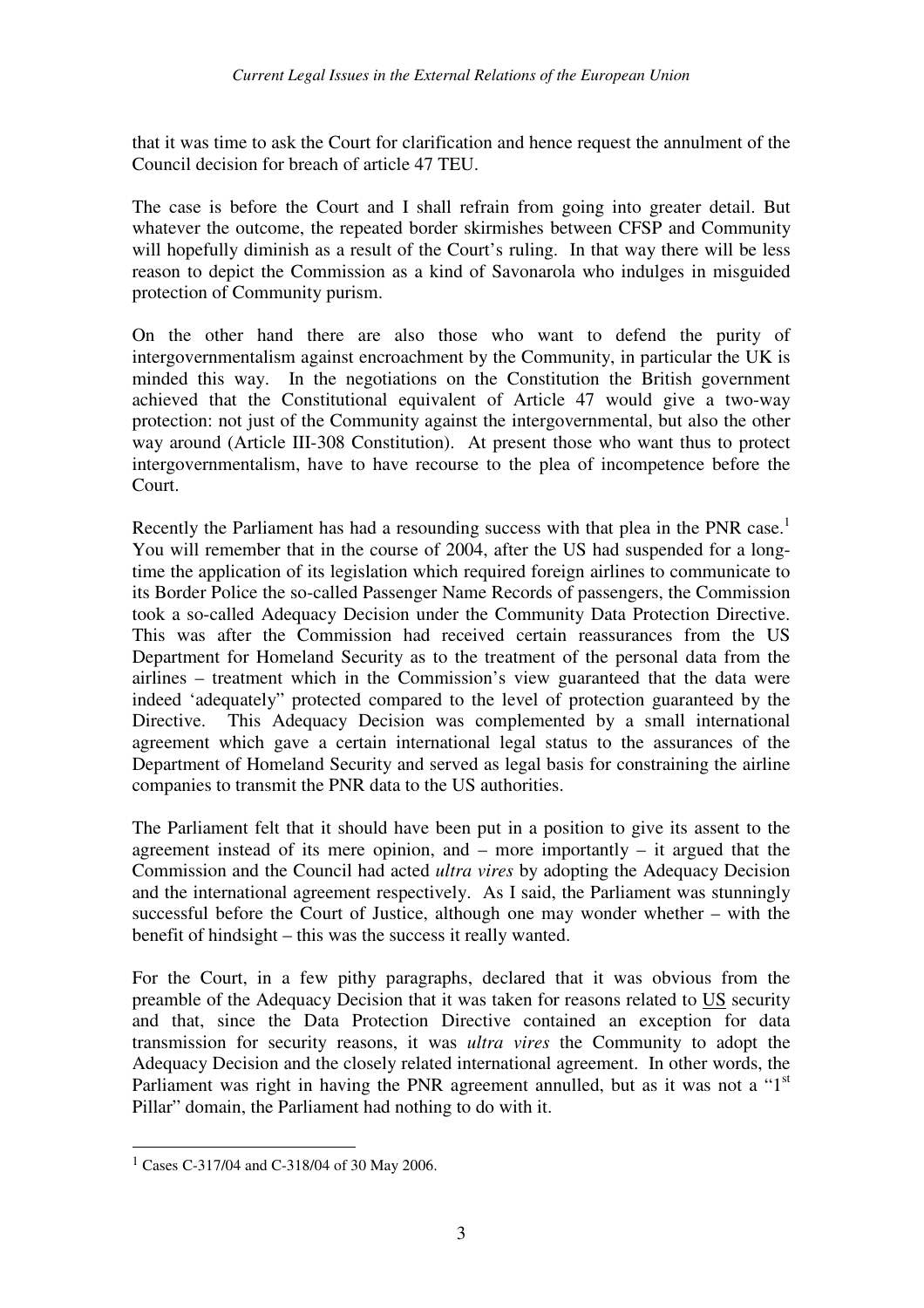that it was time to ask the Court for clarification and hence request the annulment of the Council decision for breach of article 47 TEU.

The case is before the Court and I shall refrain from going into greater detail. But whatever the outcome, the repeated border skirmishes between CFSP and Community will hopefully diminish as a result of the Court's ruling. In that way there will be less reason to depict the Commission as a kind of Savonarola who indulges in misguided protection of Community purism.

On the other hand there are also those who want to defend the purity of intergovernmentalism against encroachment by the Community, in particular the UK is minded this way. In the negotiations on the Constitution the British government achieved that the Constitutional equivalent of Article 47 would give a two-way protection: not just of the Community against the intergovernmental, but also the other way around (Article III-308 Constitution). At present those who want thus to protect intergovernmentalism, have to have recourse to the plea of incompetence before the Court.

Recently the Parliament has had a resounding success with that plea in the PNR case.[1] You will remember that in the course of 2004, after the US had suspended for a long-time the application of its legislation which required foreign airlines to communicate to its Border Police the so-called Passenger Name Records of passengers, the Commission took a so-called Adequacy Decision under the Community Data Protection Directive. This was after the Commission had received certain reassurances from the US Department for Homeland Security as to the treatment of the personal data from the airlines – treatment which in the Commission's view guaranteed that the data were indeed 'adequately" protected compared to the level of protection guaranteed by the Directive. This Adequacy Decision was complemented by a small international agreement which gave a certain international legal status to the assurances of the Department of Homeland Security and served as legal basis for constraining the airline companies to transmit the PNR data to the US authorities.

The Parliament felt that it should have been put in a position to give its assent to the agreement instead of its mere opinion, and – more importantly – it argued that the Commission and the Council had acted *ultra vires* by adopting the Adequacy Decision and the international agreement respectively. As I said, the Parliament was stunningly successful before the Court of Justice, although one may wonder whether – with the benefit of hindsight – this was the success it really wanted.

For the Court, in a few pithy paragraphs, declared that it was obvious from the preamble of the Adequacy Decision that it was taken for reasons related to US security and that, since the Data Protection Directive contained an exception for data transmission for security reasons, it was *ultra vires* the Community to adopt the Adequacy Decision and the closely related international agreement. In other words, the Parliament was right in having the PNR agreement annulled, but as it was not a "1st Pillar" domain, the Parliament had nothing to do with it.

---

[1] Cases C-317/04 and C-318/04 of 30 May 2006.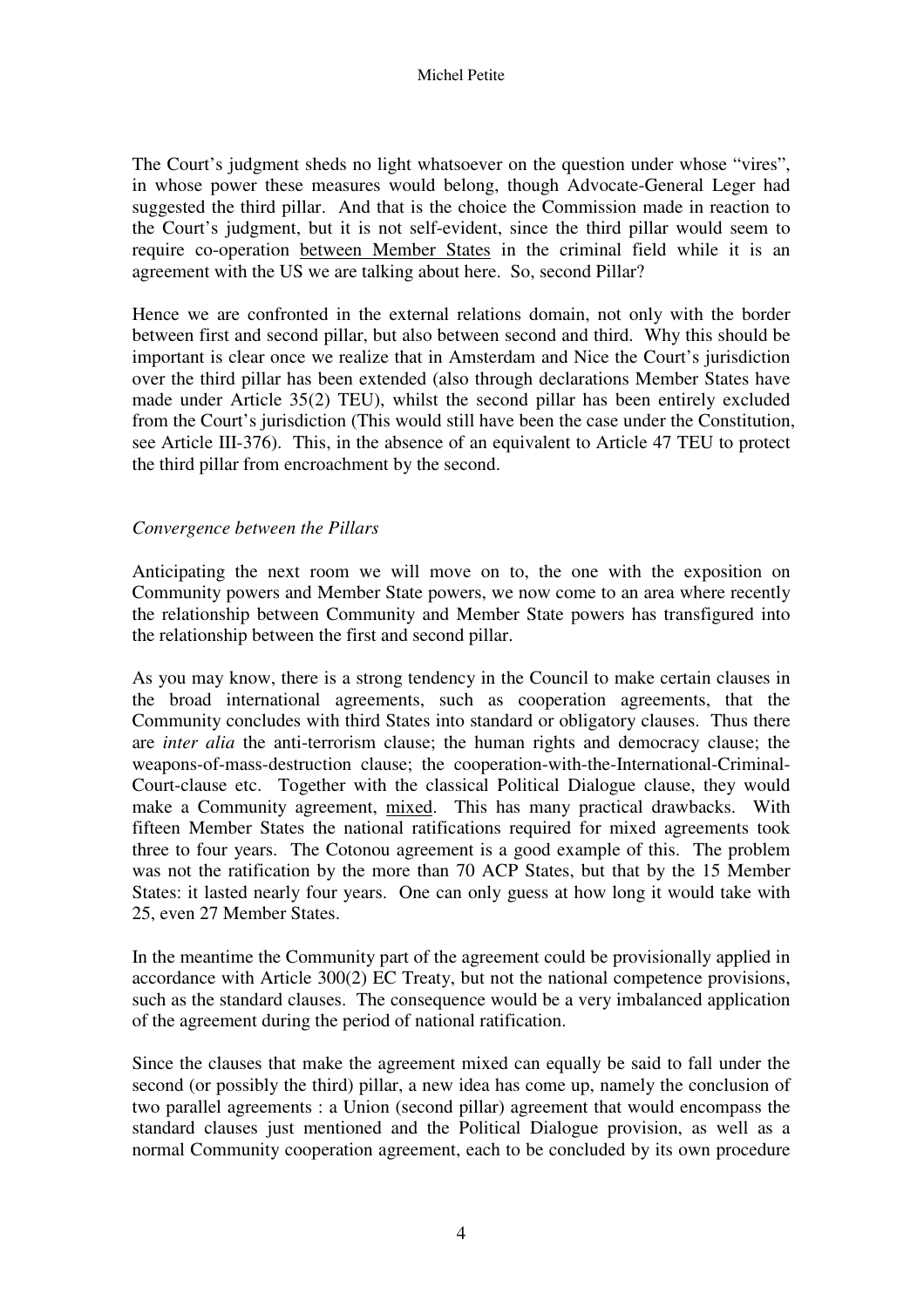The Court's judgment sheds no light whatsoever on the question under whose "vires", in whose power these measures would belong, though Advocate-General Leger had suggested the third pillar. And that is the choice the Commission made in reaction to the Court's judgment, but it is not self-evident, since the third pillar would seem to require co-operation between Member States in the criminal field while it is an agreement with the US we are talking about here. So, second Pillar?

Hence we are confronted in the external relations domain, not only with the border between first and second pillar, but also between second and third. Why this should be important is clear once we realize that in Amsterdam and Nice the Court's jurisdiction over the third pillar has been extended (also through declarations Member States have made under Article 35(2) TEU), whilst the second pillar has been entirely excluded from the Court's jurisdiction (This would still have been the case under the Constitution, see Article III-376). This, in the absence of an equivalent to Article 47 TEU to protect the third pillar from encroachment by the second.

*Convergence between the Pillars*

Anticipating the next room we will move on to, the one with the exposition on Community powers and Member State powers, we now come to an area where recently the relationship between Community and Member State powers has transfigured into the relationship between the first and second pillar.

As you may know, there is a strong tendency in the Council to make certain clauses in the broad international agreements, such as cooperation agreements, that the Community concludes with third States into standard or obligatory clauses. Thus there are *inter alia* the anti-terrorism clause; the human rights and democracy clause; the weapons-of-mass-destruction clause; the cooperation-with-the-International-Criminal-Court-clause etc. Together with the classical Political Dialogue clause, they would make a Community agreement, mixed. This has many practical drawbacks. With fifteen Member States the national ratifications required for mixed agreements took three to four years. The Cotonou agreement is a good example of this. The problem was not the ratification by the more than 70 ACP States, but that by the 15 Member States: it lasted nearly four years. One can only guess at how long it would take with 25, even 27 Member States.

In the meantime the Community part of the agreement could be provisionally applied in accordance with Article 300(2) EC Treaty, but not the national competence provisions, such as the standard clauses. The consequence would be a very imbalanced application of the agreement during the period of national ratification.

Since the clauses that make the agreement mixed can equally be said to fall under the second (or possibly the third) pillar, a new idea has come up, namely the conclusion of two parallel agreements : a Union (second pillar) agreement that would encompass the standard clauses just mentioned and the Political Dialogue provision, as well as a normal Community cooperation agreement, each to be concluded by its own procedure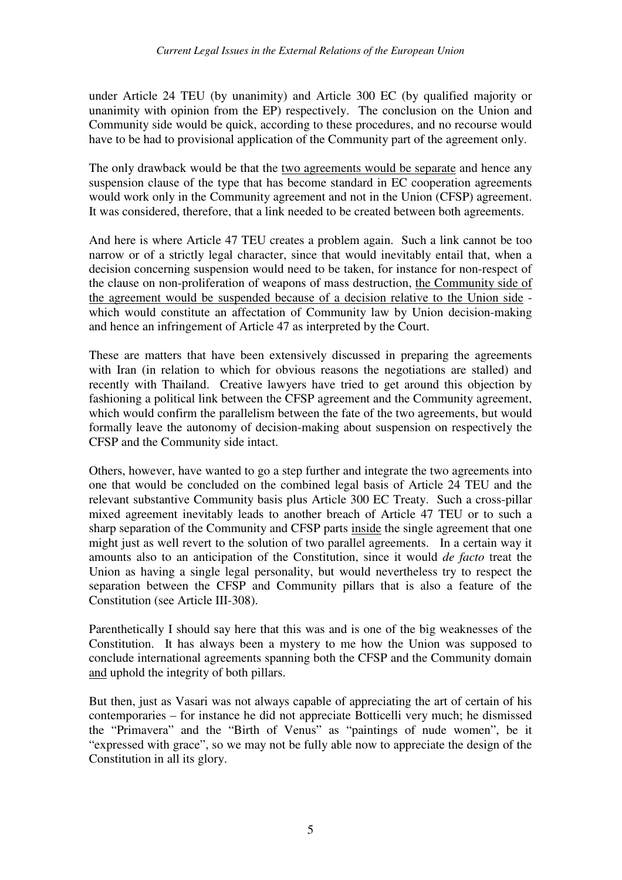under Article 24 TEU (by unanimity) and Article 300 EC (by qualified majority or unanimity with opinion from the EP) respectively. The conclusion on the Union and Community side would be quick, according to these procedures, and no recourse would have to be had to provisional application of the Community part of the agreement only.

The only drawback would be that the <u>two agreements would be separate</u> and hence any suspension clause of the type that has become standard in EC cooperation agreements would work only in the Community agreement and not in the Union (CFSP) agreement. It was considered, therefore, that a link needed to be created between both agreements.

And here is where Article 47 TEU creates a problem again. Such a link cannot be too narrow or of a strictly legal character, since that would inevitably entail that, when a decision concerning suspension would need to be taken, for instance for non-respect of the clause on non-proliferation of weapons of mass destruction, <u>the Community side of the agreement would be suspended because of a decision relative to the Union side</u> - which would constitute an affectation of Community law by Union decision-making and hence an infringement of Article 47 as interpreted by the Court.

These are matters that have been extensively discussed in preparing the agreements with Iran (in relation to which for obvious reasons the negotiations are stalled) and recently with Thailand. Creative lawyers have tried to get around this objection by fashioning a political link between the CFSP agreement and the Community agreement, which would confirm the parallelism between the fate of the two agreements, but would formally leave the autonomy of decision-making about suspension on respectively the CFSP and the Community side intact.

Others, however, have wanted to go a step further and integrate the two agreements into one that would be concluded on the combined legal basis of Article 24 TEU and the relevant substantive Community basis plus Article 300 EC Treaty. Such a cross-pillar mixed agreement inevitably leads to another breach of Article 47 TEU or to such a sharp separation of the Community and CFSP parts <u>inside</u> the single agreement that one might just as well revert to the solution of two parallel agreements. In a certain way it amounts also to an anticipation of the Constitution, since it would *de facto* treat the Union as having a single legal personality, but would nevertheless try to respect the separation between the CFSP and Community pillars that is also a feature of the Constitution (see Article III-308).

Parenthetically I should say here that this was and is one of the big weaknesses of the Constitution. It has always been a mystery to me how the Union was supposed to conclude international agreements spanning both the CFSP and the Community domain <u>and</u> uphold the integrity of both pillars.

But then, just as Vasari was not always capable of appreciating the art of certain of his contemporaries – for instance he did not appreciate Botticelli very much; he dismissed the "Primavera" and the "Birth of Venus" as "paintings of nude women", be it "expressed with grace", so we may not be fully able now to appreciate the design of the Constitution in all its glory.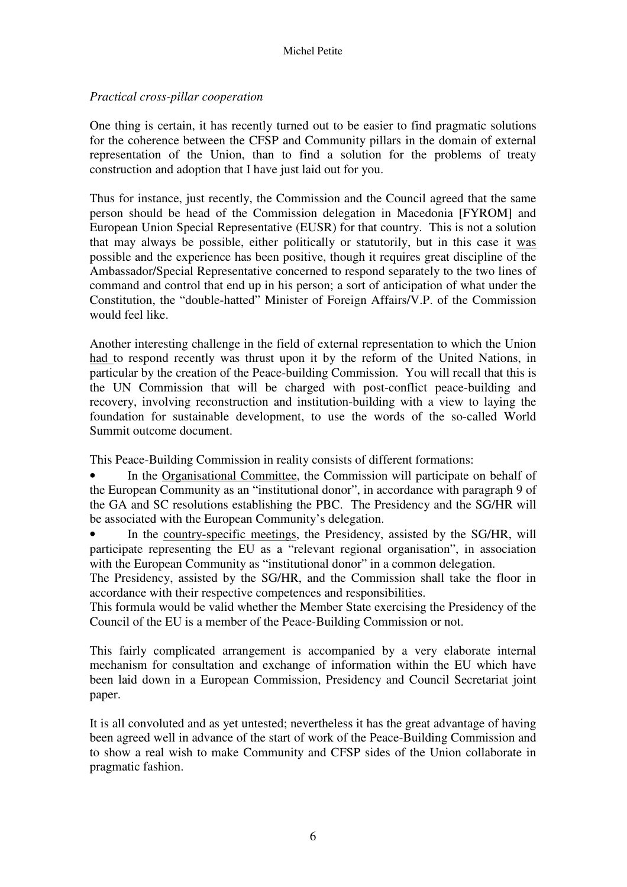*Practical cross-pillar cooperation*

One thing is certain, it has recently turned out to be easier to find pragmatic solutions for the coherence between the CFSP and Community pillars in the domain of external representation of the Union, than to find a solution for the problems of treaty construction and adoption that I have just laid out for you.

Thus for instance, just recently, the Commission and the Council agreed that the same person should be head of the Commission delegation in Macedonia [FYROM] and European Union Special Representative (EUSR) for that country. This is not a solution that may always be possible, either politically or statutorily, but in this case it was possible and the experience has been positive, though it requires great discipline of the Ambassador/Special Representative concerned to respond separately to the two lines of command and control that end up in his person; a sort of anticipation of what under the Constitution, the "double-hatted" Minister of Foreign Affairs/V.P. of the Commission would feel like.

Another interesting challenge in the field of external representation to which the Union had to respond recently was thrust upon it by the reform of the United Nations, in particular by the creation of the Peace-building Commission. You will recall that this is the UN Commission that will be charged with post-conflict peace-building and recovery, involving reconstruction and institution-building with a view to laying the foundation for sustainable development, to use the words of the so-called World Summit outcome document.

This Peace-Building Commission in reality consists of different formations:

- In the Organisational Committee, the Commission will participate on behalf of the European Community as an "institutional donor", in accordance with paragraph 9 of the GA and SC resolutions establishing the PBC. The Presidency and the SG/HR will be associated with the European Community's delegation.
- In the country-specific meetings, the Presidency, assisted by the SG/HR, will participate representing the EU as a "relevant regional organisation", in association with the European Community as "institutional donor" in a common delegation.

The Presidency, assisted by the SG/HR, and the Commission shall take the floor in accordance with their respective competences and responsibilities.

This formula would be valid whether the Member State exercising the Presidency of the Council of the EU is a member of the Peace-Building Commission or not.

This fairly complicated arrangement is accompanied by a very elaborate internal mechanism for consultation and exchange of information within the EU which have been laid down in a European Commission, Presidency and Council Secretariat joint paper.

It is all convoluted and as yet untested; nevertheless it has the great advantage of having been agreed well in advance of the start of work of the Peace-Building Commission and to show a real wish to make Community and CFSP sides of the Union collaborate in pragmatic fashion.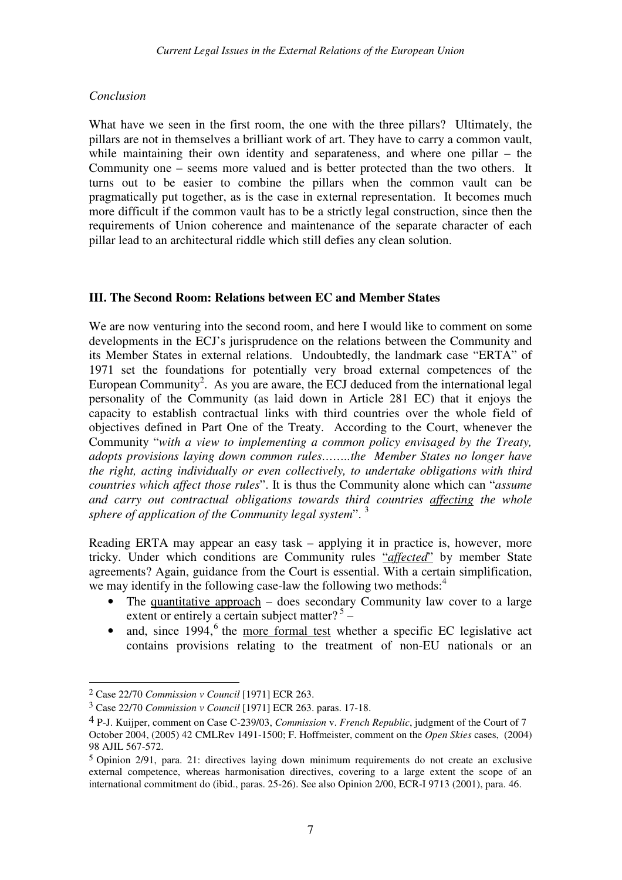*Conclusion*

What have we seen in the first room, the one with the three pillars? Ultimately, the pillars are not in themselves a brilliant work of art. They have to carry a common vault, while maintaining their own identity and separateness, and where one pillar – the Community one – seems more valued and is better protected than the two others. It turns out to be easier to combine the pillars when the common vault can be pragmatically put together, as is the case in external representation. It becomes much more difficult if the common vault has to be a strictly legal construction, since then the requirements of Union coherence and maintenance of the separate character of each pillar lead to an architectural riddle which still defies any clean solution.

## III. The Second Room: Relations between EC and Member States

We are now venturing into the second room, and here I would like to comment on some developments in the ECJ's jurisprudence on the relations between the Community and its Member States in external relations. Undoubtedly, the landmark case "ERTA" of 1971 set the foundations for potentially very broad external competences of the European Community[2]. As you are aware, the ECJ deduced from the international legal personality of the Community (as laid down in Article 281 EC) that it enjoys the capacity to establish contractual links with third countries over the whole field of objectives defined in Part One of the Treaty. According to the Court, whenever the Community "*with a view to implementing a common policy envisaged by the Treaty, adopts provisions laying down common rules……..the Member States no longer have the right, acting individually or even collectively, to undertake obligations with third countries which affect those rules*". It is thus the Community alone which can "*assume and carry out contractual obligations towards third countries affecting the whole sphere of application of the Community legal system*". [3]

Reading ERTA may appear an easy task – applying it in practice is, however, more tricky. Under which conditions are Community rules "*affected*" by member State agreements? Again, guidance from the Court is essential. With a certain simplification, we may identify in the following case-law the following two methods:[4]

- The quantitative approach – does secondary Community law cover to a large extent or entirely a certain subject matter? [5] –
- and, since 1994,[6] the more formal test whether a specific EC legislative act contains provisions relating to the treatment of non-EU nationals or an

---

[2] Case 22/70 *Commission v Council* [1971] ECR 263.

[3] Case 22/70 *Commission v Council* [1971] ECR 263. paras. 17-18.

[4] P-J. Kuijper, comment on Case C-239/03, *Commission* v. *French Republic*, judgment of the Court of 7 October 2004, (2005) 42 CMLRev 1491-1500; F. Hoffmeister, comment on the *Open Skies* cases, (2004) 98 AJIL 567-572.

[5] Opinion 2/91, para. 21: directives laying down minimum requirements do not create an exclusive external competence, whereas harmonisation directives, covering to a large extent the scope of an international commitment do (ibid., paras. 25-26). See also Opinion 2/00, ECR-I 9713 (2001), para. 46.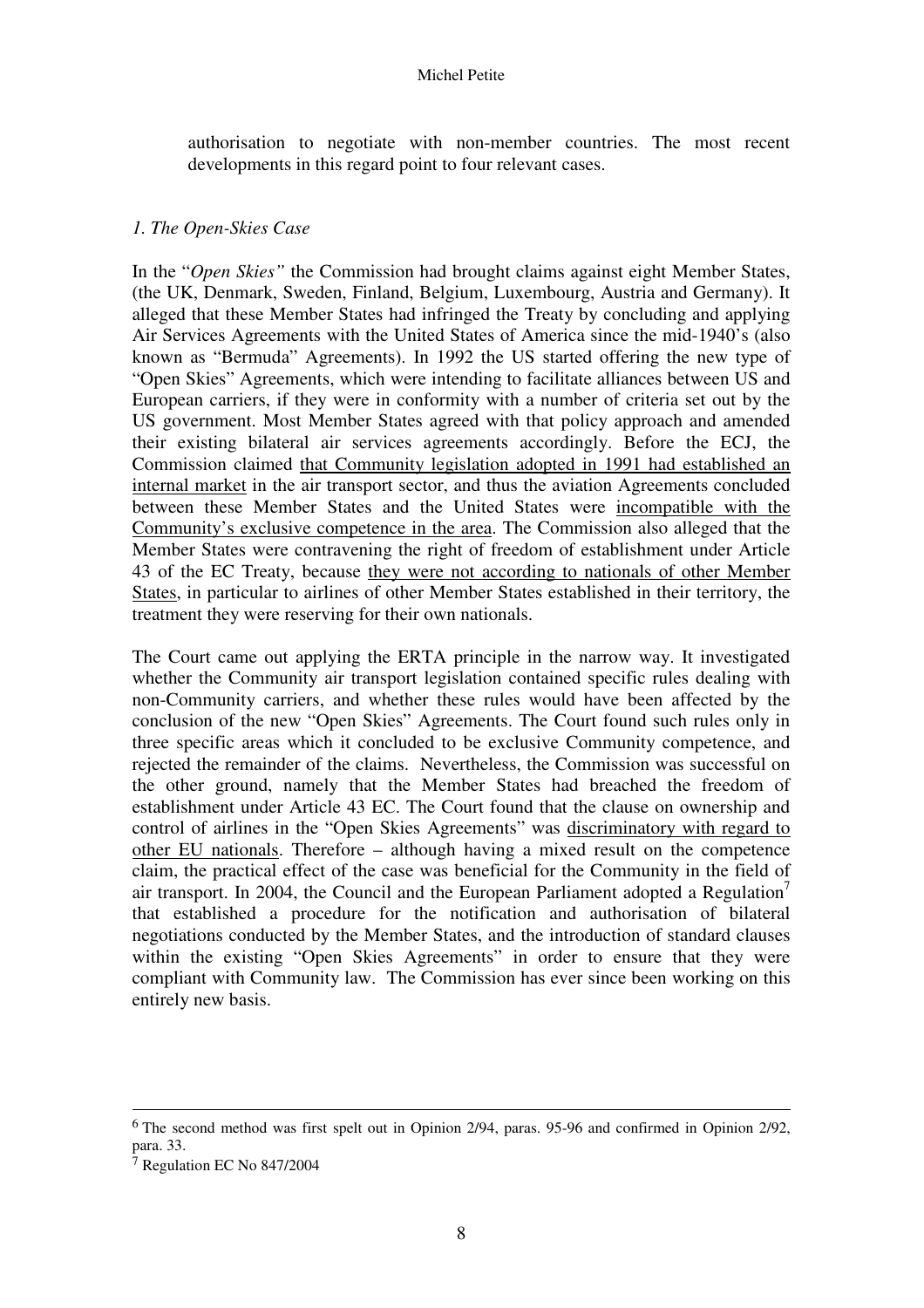authorisation to negotiate with non-member countries. The most recent developments in this regard point to four relevant cases.

*1. The Open-Skies Case*

In the "*Open Skies"* the Commission had brought claims against eight Member States, (the UK, Denmark, Sweden, Finland, Belgium, Luxembourg, Austria and Germany). It alleged that these Member States had infringed the Treaty by concluding and applying Air Services Agreements with the United States of America since the mid-1940's (also known as "Bermuda" Agreements). In 1992 the US started offering the new type of "Open Skies" Agreements, which were intending to facilitate alliances between US and European carriers, if they were in conformity with a number of criteria set out by the US government. Most Member States agreed with that policy approach and amended their existing bilateral air services agreements accordingly. Before the ECJ, the Commission claimed <u>that Community legislation adopted in 1991 had established an internal market</u> in the air transport sector, and thus the aviation Agreements concluded between these Member States and the United States were <u>incompatible with the Community's exclusive competence in the area</u>. The Commission also alleged that the Member States were contravening the right of freedom of establishment under Article 43 of the EC Treaty, because <u>they were not according to nationals of other Member States</u>, in particular to airlines of other Member States established in their territory, the treatment they were reserving for their own nationals.

The Court came out applying the ERTA principle in the narrow way. It investigated whether the Community air transport legislation contained specific rules dealing with non-Community carriers, and whether these rules would have been affected by the conclusion of the new "Open Skies" Agreements. The Court found such rules only in three specific areas which it concluded to be exclusive Community competence, and rejected the remainder of the claims. Nevertheless, the Commission was successful on the other ground, namely that the Member States had breached the freedom of establishment under Article 43 EC. The Court found that the clause on ownership and control of airlines in the "Open Skies Agreements" was <u>discriminatory with regard to other EU nationals</u>. Therefore – although having a mixed result on the competence claim, the practical effect of the case was beneficial for the Community in the field of air transport. In 2004, the Council and the European Parliament adopted a Regulation[7] that established a procedure for the notification and authorisation of bilateral negotiations conducted by the Member States, and the introduction of standard clauses within the existing "Open Skies Agreements" in order to ensure that they were compliant with Community law. The Commission has ever since been working on this entirely new basis.

---

[6] The second method was first spelt out in Opinion 2/94, paras. 95-96 and confirmed in Opinion 2/92, para. 33.

[7] Regulation EC No 847/2004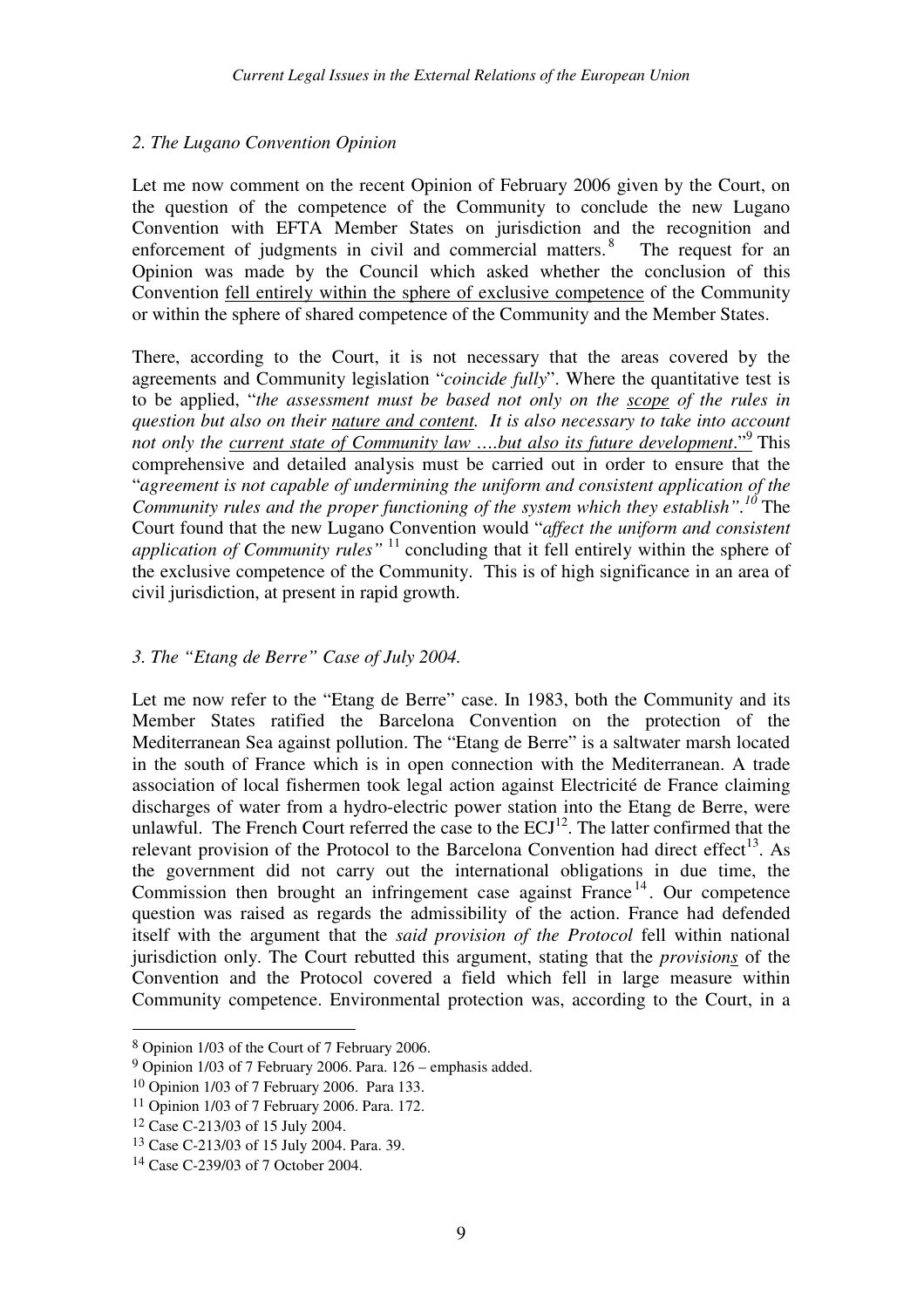*2. The Lugano Convention Opinion*

Let me now comment on the recent Opinion of February 2006 given by the Court, on the question of the competence of the Community to conclude the new Lugano Convention with EFTA Member States on jurisdiction and the recognition and enforcement of judgments in civil and commercial matters.[8] The request for an Opinion was made by the Council which asked whether the conclusion of this Convention fell entirely within the sphere of exclusive competence of the Community or within the sphere of shared competence of the Community and the Member States.

There, according to the Court, it is not necessary that the areas covered by the agreements and Community legislation "*coincide fully*". Where the quantitative test is to be applied, "*the assessment must be based not only on the scope of the rules in question but also on their nature and content. It is also necessary to take into account not only the current state of Community law ….but also its future development*."[9] This comprehensive and detailed analysis must be carried out in order to ensure that the "*agreement is not capable of undermining the uniform and consistent application of the Community rules and the proper functioning of the system which they establish*".[10] The Court found that the new Lugano Convention would "*affect the uniform and consistent application of Community rules*"[11] concluding that it fell entirely within the sphere of the exclusive competence of the Community. This is of high significance in an area of civil jurisdiction, at present in rapid growth.

*3. The "Etang de Berre" Case of July 2004.*

Let me now refer to the "Etang de Berre" case. In 1983, both the Community and its Member States ratified the Barcelona Convention on the protection of the Mediterranean Sea against pollution. The "Etang de Berre" is a saltwater marsh located in the south of France which is in open connection with the Mediterranean. A trade association of local fishermen took legal action against Electricité de France claiming discharges of water from a hydro-electric power station into the Etang de Berre, were unlawful. The French Court referred the case to the ECJ[12]. The latter confirmed that the relevant provision of the Protocol to the Barcelona Convention had direct effect[13]. As the government did not carry out the international obligations in due time, the Commission then brought an infringement case against France[14]. Our competence question was raised as regards the admissibility of the action. France had defended itself with the argument that the *said provision of the Protocol* fell within national jurisdiction only. The Court rebutted this argument, stating that the *provisions* of the Convention and the Protocol covered a field which fell in large measure within Community competence. Environmental protection was, according to the Court, in a

---

8 Opinion 1/03 of the Court of 7 February 2006.

9 Opinion 1/03 of 7 February 2006. Para. 126 – emphasis added.

10 Opinion 1/03 of 7 February 2006. Para 133.

11 Opinion 1/03 of 7 February 2006. Para. 172.

12 Case C-213/03 of 15 July 2004.

13 Case C-213/03 of 15 July 2004. Para. 39.

14 Case C-239/03 of 7 October 2004.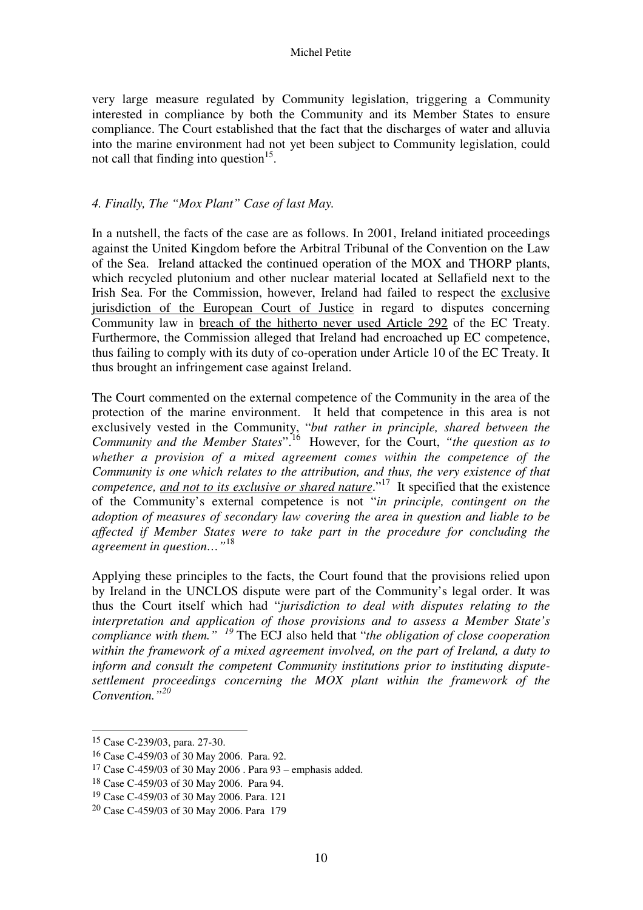very large measure regulated by Community legislation, triggering a Community interested in compliance by both the Community and its Member States to ensure compliance. The Court established that the fact that the discharges of water and alluvia into the marine environment had not yet been subject to Community legislation, could not call that finding into question[15].

*4. Finally, The "Mox Plant" Case of last May.*

In a nutshell, the facts of the case are as follows. In 2001, Ireland initiated proceedings against the United Kingdom before the Arbitral Tribunal of the Convention on the Law of the Sea. Ireland attacked the continued operation of the MOX and THORP plants, which recycled plutonium and other nuclear material located at Sellafield next to the Irish Sea. For the Commission, however, Ireland had failed to respect the exclusive jurisdiction of the European Court of Justice in regard to disputes concerning Community law in breach of the hitherto never used Article 292 of the EC Treaty. Furthermore, the Commission alleged that Ireland had encroached up EC competence, thus failing to comply with its duty of co-operation under Article 10 of the EC Treaty. It thus brought an infringement case against Ireland.

The Court commented on the external competence of the Community in the area of the protection of the marine environment. It held that competence in this area is not exclusively vested in the Community, "*but rather in principle, shared between the Community and the Member States*".[16] However, for the Court, *"the question as to whether a provision of a mixed agreement comes within the competence of the Community is one which relates to the attribution, and thus, the very existence of that competence, and not to its exclusive or shared nature*."[17] It specified that the existence of the Community's external competence is not "*in principle, contingent on the adoption of measures of secondary law covering the area in question and liable to be affected if Member States were to take part in the procedure for concluding the agreement in question…"*[18]

Applying these principles to the facts, the Court found that the provisions relied upon by Ireland in the UNCLOS dispute were part of the Community's legal order. It was thus the Court itself which had "*jurisdiction to deal with disputes relating to the interpretation and application of those provisions and to assess a Member State's compliance with them."* [19] The ECJ also held that "*the obligation of close cooperation within the framework of a mixed agreement involved, on the part of Ireland, a duty to inform and consult the competent Community institutions prior to instituting dispute-settlement proceedings concerning the MOX plant within the framework of the Convention."*[20]

---

[15] Case C-239/03, para. 27-30.

[16] Case C-459/03 of 30 May 2006. Para. 92.

[17] Case C-459/03 of 30 May 2006 . Para 93 – emphasis added.

[18] Case C-459/03 of 30 May 2006. Para 94.

[19] Case C-459/03 of 30 May 2006. Para. 121

[20] Case C-459/03 of 30 May 2006. Para 179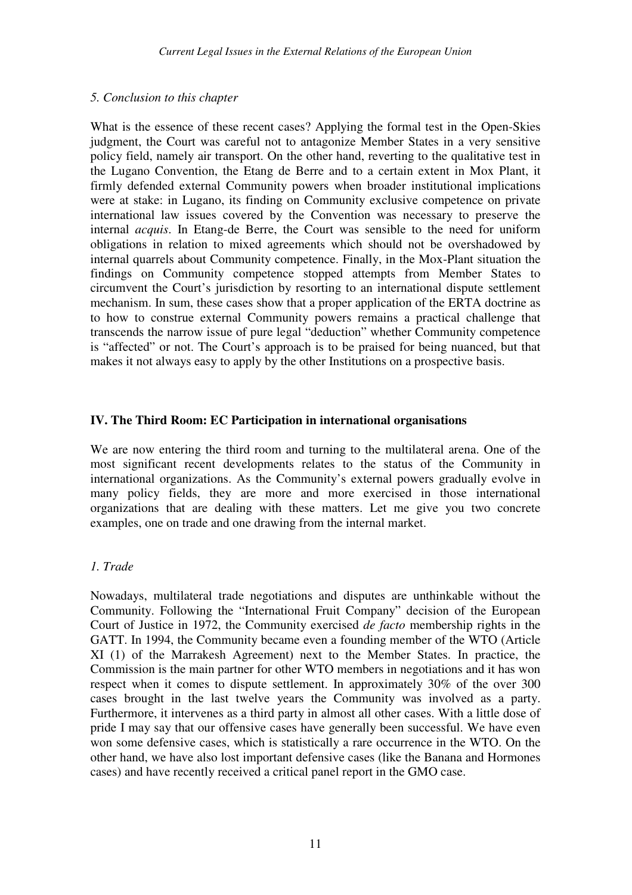### *5. Conclusion to this chapter*

What is the essence of these recent cases? Applying the formal test in the Open-Skies judgment, the Court was careful not to antagonize Member States in a very sensitive policy field, namely air transport. On the other hand, reverting to the qualitative test in the Lugano Convention, the Etang de Berre and to a certain extent in Mox Plant, it firmly defended external Community powers when broader institutional implications were at stake: in Lugano, its finding on Community exclusive competence on private international law issues covered by the Convention was necessary to preserve the internal *acquis*. In Etang-de Berre, the Court was sensible to the need for uniform obligations in relation to mixed agreements which should not be overshadowed by internal quarrels about Community competence. Finally, in the Mox-Plant situation the findings on Community competence stopped attempts from Member States to circumvent the Court's jurisdiction by resorting to an international dispute settlement mechanism. In sum, these cases show that a proper application of the ERTA doctrine as to how to construe external Community powers remains a practical challenge that transcends the narrow issue of pure legal "deduction" whether Community competence is "affected" or not. The Court's approach is to be praised for being nuanced, but that makes it not always easy to apply by the other Institutions on a prospective basis.

## IV. The Third Room: EC Participation in international organisations

We are now entering the third room and turning to the multilateral arena. One of the most significant recent developments relates to the status of the Community in international organizations. As the Community's external powers gradually evolve in many policy fields, they are more and more exercised in those international organizations that are dealing with these matters. Let me give you two concrete examples, one on trade and one drawing from the internal market.

### *1. Trade*

Nowadays, multilateral trade negotiations and disputes are unthinkable without the Community. Following the "International Fruit Company" decision of the European Court of Justice in 1972, the Community exercised *de facto* membership rights in the GATT. In 1994, the Community became even a founding member of the WTO (Article XI (1) of the Marrakesh Agreement) next to the Member States. In practice, the Commission is the main partner for other WTO members in negotiations and it has won respect when it comes to dispute settlement. In approximately 30% of the over 300 cases brought in the last twelve years the Community was involved as a party. Furthermore, it intervenes as a third party in almost all other cases. With a little dose of pride I may say that our offensive cases have generally been successful. We have even won some defensive cases, which is statistically a rare occurrence in the WTO. On the other hand, we have also lost important defensive cases (like the Banana and Hormones cases) and have recently received a critical panel report in the GMO case.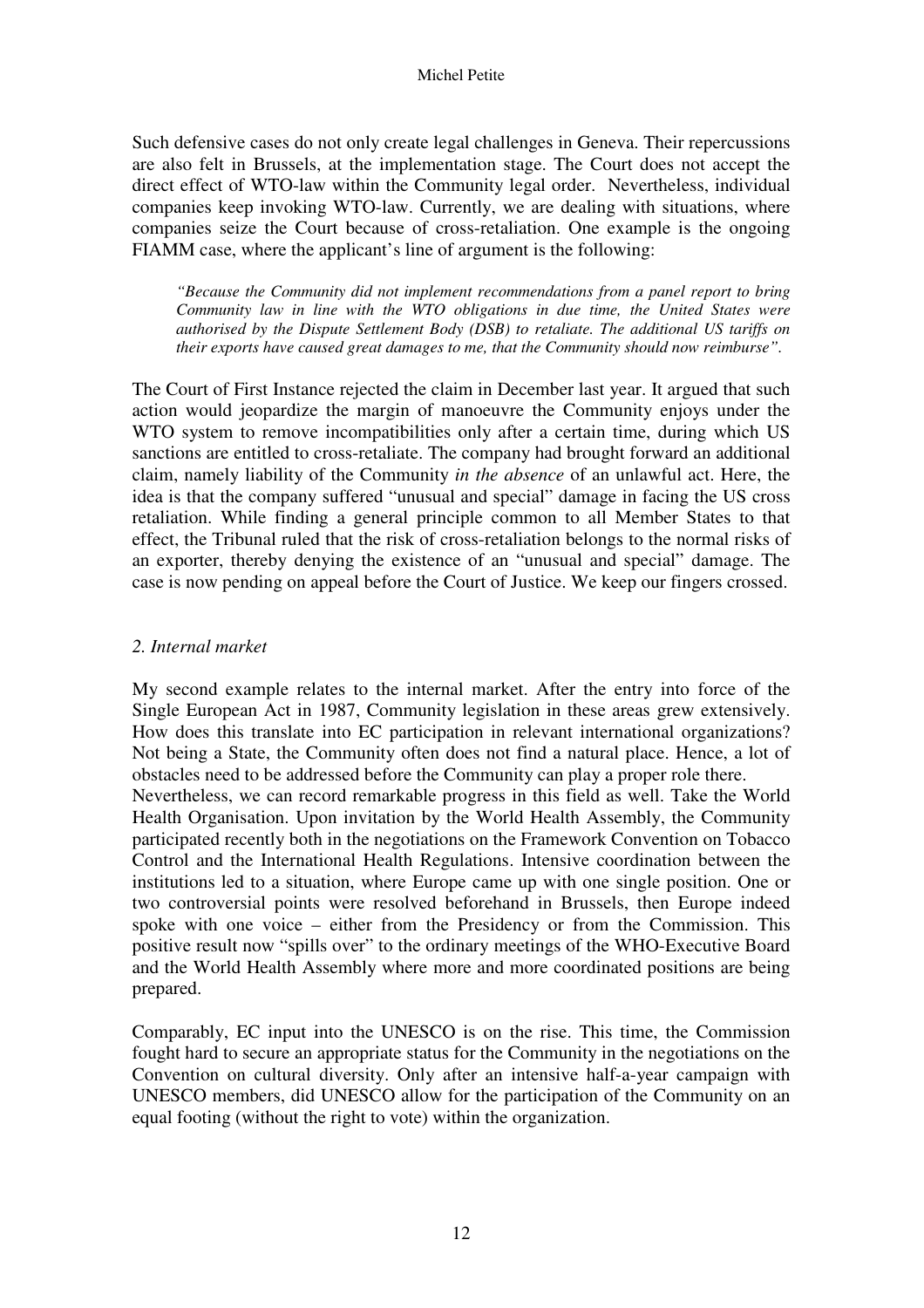Such defensive cases do not only create legal challenges in Geneva. Their repercussions are also felt in Brussels, at the implementation stage. The Court does not accept the direct effect of WTO-law within the Community legal order. Nevertheless, individual companies keep invoking WTO-law. Currently, we are dealing with situations, where companies seize the Court because of cross-retaliation. One example is the ongoing FIAMM case, where the applicant's line of argument is the following:

> *"Because the Community did not implement recommendations from a panel report to bring Community law in line with the WTO obligations in due time, the United States were authorised by the Dispute Settlement Body (DSB) to retaliate. The additional US tariffs on their exports have caused great damages to me, that the Community should now reimburse".*

The Court of First Instance rejected the claim in December last year. It argued that such action would jeopardize the margin of manoeuvre the Community enjoys under the WTO system to remove incompatibilities only after a certain time, during which US sanctions are entitled to cross-retaliate. The company had brought forward an additional claim, namely liability of the Community *in the absence* of an unlawful act. Here, the idea is that the company suffered "unusual and special" damage in facing the US cross retaliation. While finding a general principle common to all Member States to that effect, the Tribunal ruled that the risk of cross-retaliation belongs to the normal risks of an exporter, thereby denying the existence of an "unusual and special" damage. The case is now pending on appeal before the Court of Justice. We keep our fingers crossed.

### *2. Internal market*

My second example relates to the internal market. After the entry into force of the Single European Act in 1987, Community legislation in these areas grew extensively. How does this translate into EC participation in relevant international organizations? Not being a State, the Community often does not find a natural place. Hence, a lot of obstacles need to be addressed before the Community can play a proper role there.

Nevertheless, we can record remarkable progress in this field as well. Take the World Health Organisation. Upon invitation by the World Health Assembly, the Community participated recently both in the negotiations on the Framework Convention on Tobacco Control and the International Health Regulations. Intensive coordination between the institutions led to a situation, where Europe came up with one single position. One or two controversial points were resolved beforehand in Brussels, then Europe indeed spoke with one voice – either from the Presidency or from the Commission. This positive result now "spills over" to the ordinary meetings of the WHO-Executive Board and the World Health Assembly where more and more coordinated positions are being prepared.

Comparably, EC input into the UNESCO is on the rise. This time, the Commission fought hard to secure an appropriate status for the Community in the negotiations on the Convention on cultural diversity. Only after an intensive half-a-year campaign with UNESCO members, did UNESCO allow for the participation of the Community on an equal footing (without the right to vote) within the organization.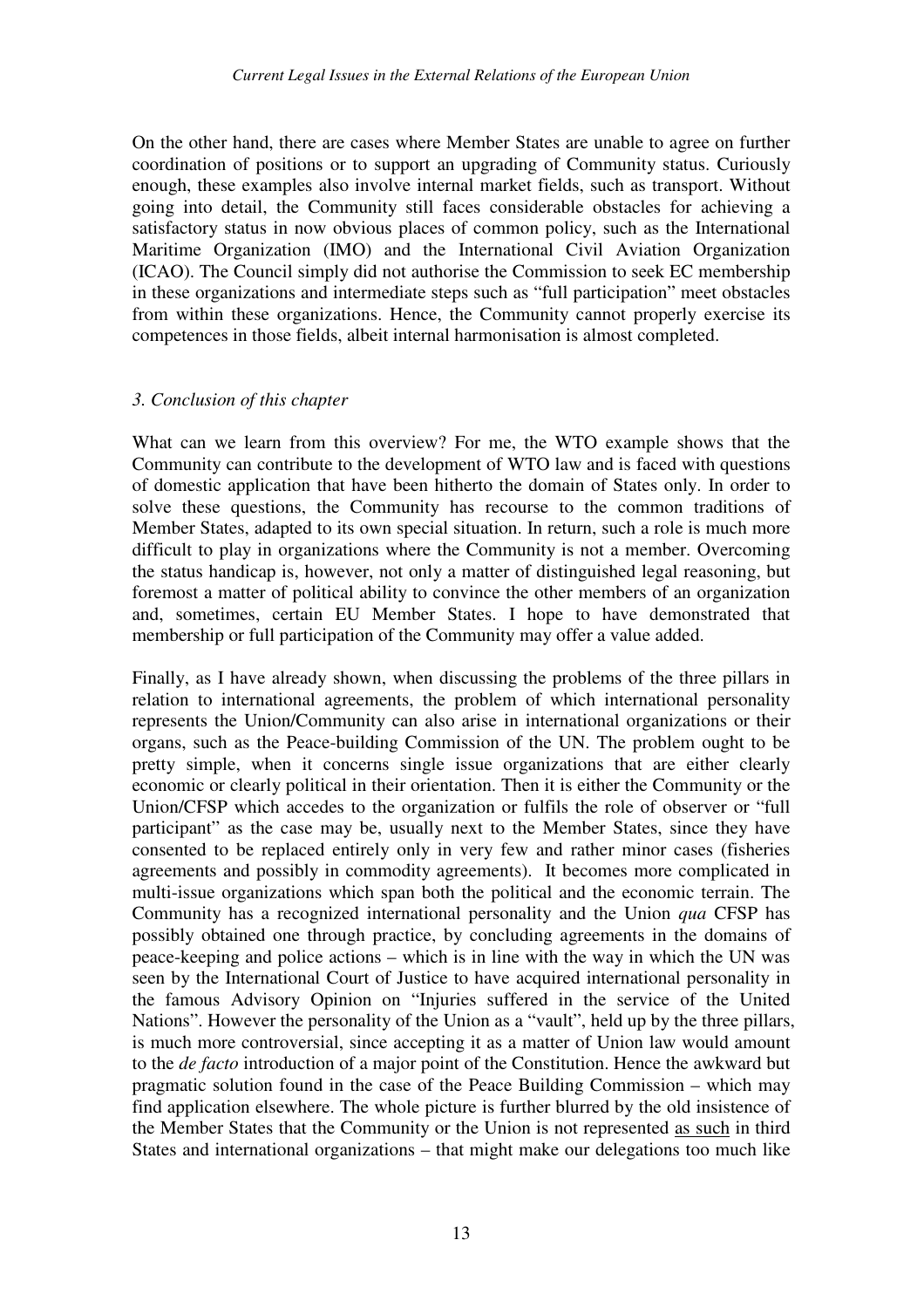On the other hand, there are cases where Member States are unable to agree on further coordination of positions or to support an upgrading of Community status. Curiously enough, these examples also involve internal market fields, such as transport. Without going into detail, the Community still faces considerable obstacles for achieving a satisfactory status in now obvious places of common policy, such as the International Maritime Organization (IMO) and the International Civil Aviation Organization (ICAO). The Council simply did not authorise the Commission to seek EC membership in these organizations and intermediate steps such as "full participation" meet obstacles from within these organizations. Hence, the Community cannot properly exercise its competences in those fields, albeit internal harmonisation is almost completed.

### *3. Conclusion of this chapter*

What can we learn from this overview? For me, the WTO example shows that the Community can contribute to the development of WTO law and is faced with questions of domestic application that have been hitherto the domain of States only. In order to solve these questions, the Community has recourse to the common traditions of Member States, adapted to its own special situation. In return, such a role is much more difficult to play in organizations where the Community is not a member. Overcoming the status handicap is, however, not only a matter of distinguished legal reasoning, but foremost a matter of political ability to convince the other members of an organization and, sometimes, certain EU Member States. I hope to have demonstrated that membership or full participation of the Community may offer a value added.

Finally, as I have already shown, when discussing the problems of the three pillars in relation to international agreements, the problem of which international personality represents the Union/Community can also arise in international organizations or their organs, such as the Peace-building Commission of the UN. The problem ought to be pretty simple, when it concerns single issue organizations that are either clearly economic or clearly political in their orientation. Then it is either the Community or the Union/CFSP which accedes to the organization or fulfils the role of observer or "full participant" as the case may be, usually next to the Member States, since they have consented to be replaced entirely only in very few and rather minor cases (fisheries agreements and possibly in commodity agreements). It becomes more complicated in multi-issue organizations which span both the political and the economic terrain. The Community has a recognized international personality and the Union *qua* CFSP has possibly obtained one through practice, by concluding agreements in the domains of peace-keeping and police actions – which is in line with the way in which the UN was seen by the International Court of Justice to have acquired international personality in the famous Advisory Opinion on "Injuries suffered in the service of the United Nations". However the personality of the Union as a "vault", held up by the three pillars, is much more controversial, since accepting it as a matter of Union law would amount to the *de facto* introduction of a major point of the Constitution. Hence the awkward but pragmatic solution found in the case of the Peace Building Commission – which may find application elsewhere. The whole picture is further blurred by the old insistence of the Member States that the Community or the Union is not represented as such in third States and international organizations – that might make our delegations too much like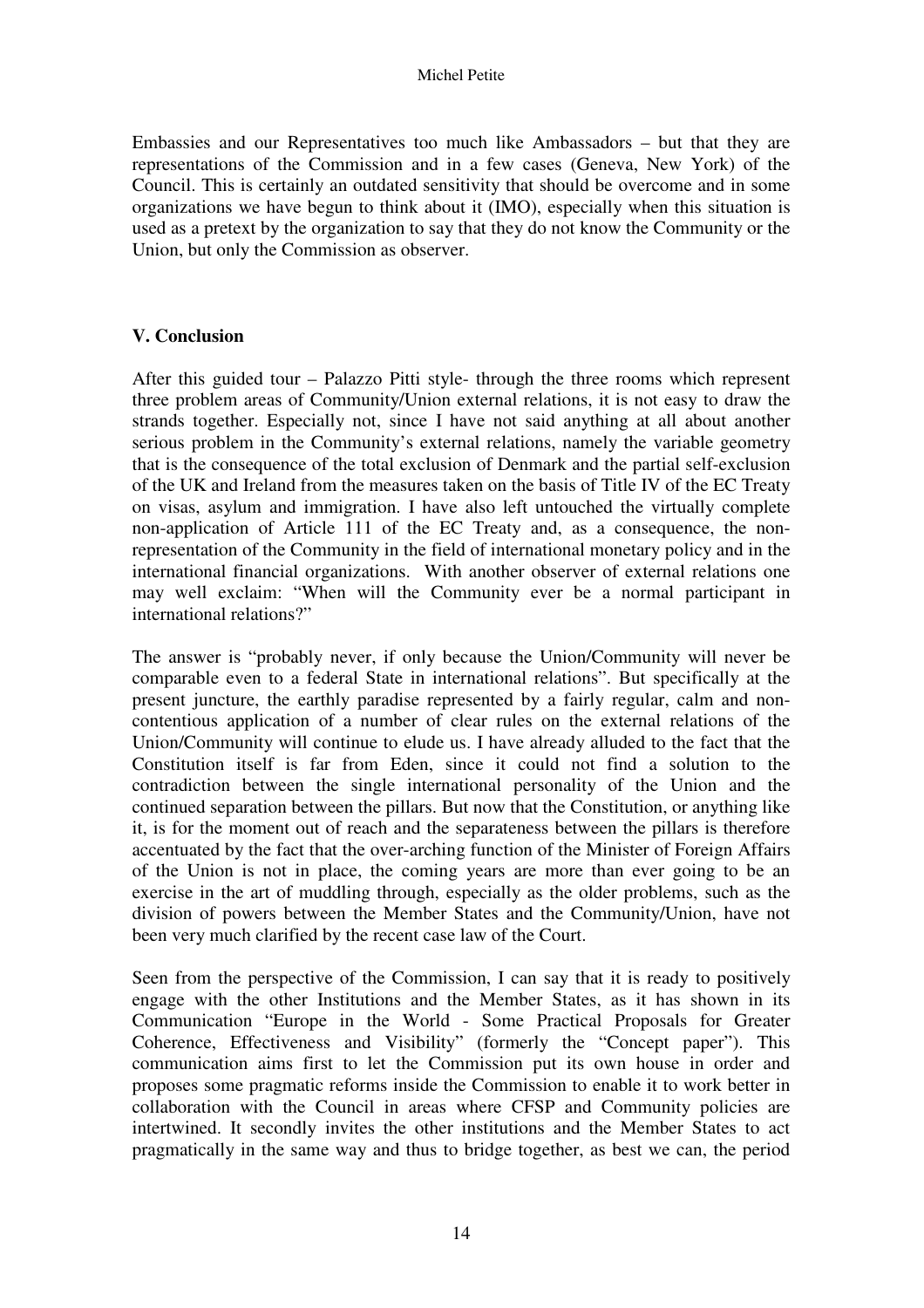Embassies and our Representatives too much like Ambassadors – but that they are representations of the Commission and in a few cases (Geneva, New York) of the Council. This is certainly an outdated sensitivity that should be overcome and in some organizations we have begun to think about it (IMO), especially when this situation is used as a pretext by the organization to say that they do not know the Community or the Union, but only the Commission as observer.

## V. Conclusion

After this guided tour – Palazzo Pitti style- through the three rooms which represent three problem areas of Community/Union external relations, it is not easy to draw the strands together. Especially not, since I have not said anything at all about another serious problem in the Community's external relations, namely the variable geometry that is the consequence of the total exclusion of Denmark and the partial self-exclusion of the UK and Ireland from the measures taken on the basis of Title IV of the EC Treaty on visas, asylum and immigration. I have also left untouched the virtually complete non-application of Article 111 of the EC Treaty and, as a consequence, the non-representation of the Community in the field of international monetary policy and in the international financial organizations. With another observer of external relations one may well exclaim: "When will the Community ever be a normal participant in international relations?"

The answer is "probably never, if only because the Union/Community will never be comparable even to a federal State in international relations". But specifically at the present juncture, the earthly paradise represented by a fairly regular, calm and non-contentious application of a number of clear rules on the external relations of the Union/Community will continue to elude us. I have already alluded to the fact that the Constitution itself is far from Eden, since it could not find a solution to the contradiction between the single international personality of the Union and the continued separation between the pillars. But now that the Constitution, or anything like it, is for the moment out of reach and the separateness between the pillars is therefore accentuated by the fact that the over-arching function of the Minister of Foreign Affairs of the Union is not in place, the coming years are more than ever going to be an exercise in the art of muddling through, especially as the older problems, such as the division of powers between the Member States and the Community/Union, have not been very much clarified by the recent case law of the Court.

Seen from the perspective of the Commission, I can say that it is ready to positively engage with the other Institutions and the Member States, as it has shown in its Communication "Europe in the World - Some Practical Proposals for Greater Coherence, Effectiveness and Visibility" (formerly the "Concept paper"). This communication aims first to let the Commission put its own house in order and proposes some pragmatic reforms inside the Commission to enable it to work better in collaboration with the Council in areas where CFSP and Community policies are intertwined. It secondly invites the other institutions and the Member States to act pragmatically in the same way and thus to bridge together, as best we can, the period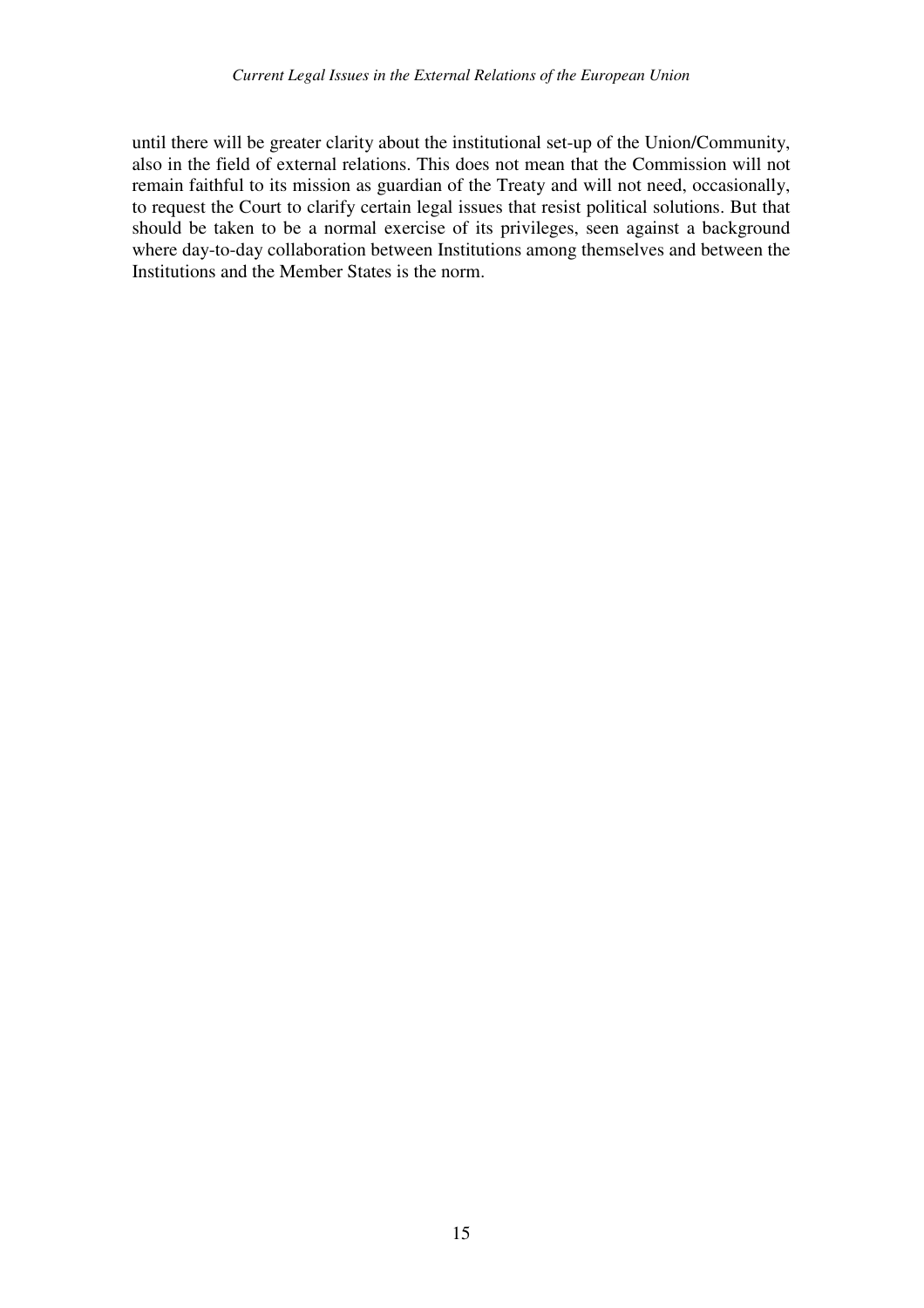until there will be greater clarity about the institutional set-up of the Union/Community, also in the field of external relations. This does not mean that the Commission will not remain faithful to its mission as guardian of the Treaty and will not need, occasionally, to request the Court to clarify certain legal issues that resist political solutions. But that should be taken to be a normal exercise of its privileges, seen against a background where day-to-day collaboration between Institutions among themselves and between the Institutions and the Member States is the norm.